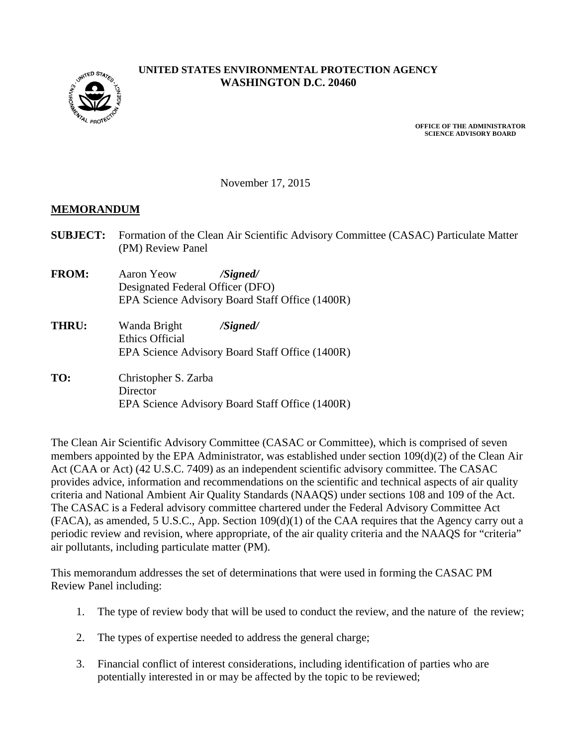**UNITED STATES ENVIRONMENTAL PROTECTION AGENCY**
**WASHINGTON D.C. 20460**

**OFFICE OF THE ADMINISTRATOR**
**SCIENCE ADVISORY BOARD**

November 17, 2015

**MEMORANDUM**

**SUBJECT:** Formation of the Clean Air Scientific Advisory Committee (CASAC) Particulate Matter (PM) Review Panel

**FROM:** Aaron Yeow ***/Signed/***
Designated Federal Officer (DFO)
EPA Science Advisory Board Staff Office (1400R)

**THRU:** Wanda Bright ***/Signed/***
Ethics Official
EPA Science Advisory Board Staff Office (1400R)

**TO:** Christopher S. Zarba
Director
EPA Science Advisory Board Staff Office (1400R)

The Clean Air Scientific Advisory Committee (CASAC or Committee), which is comprised of seven members appointed by the EPA Administrator, was established under section 109(d)(2) of the Clean Air Act (CAA or Act) (42 U.S.C. 7409) as an independent scientific advisory committee. The CASAC provides advice, information and recommendations on the scientific and technical aspects of air quality criteria and National Ambient Air Quality Standards (NAAQS) under sections 108 and 109 of the Act. The CASAC is a Federal advisory committee chartered under the Federal Advisory Committee Act (FACA), as amended, 5 U.S.C., App. Section 109(d)(1) of the CAA requires that the Agency carry out a periodic review and revision, where appropriate, of the air quality criteria and the NAAQS for "criteria" air pollutants, including particulate matter (PM).

This memorandum addresses the set of determinations that were used in forming the CASAC PM Review Panel including:

1. The type of review body that will be used to conduct the review, and the nature of the review;
2. The types of expertise needed to address the general charge;
3. Financial conflict of interest considerations, including identification of parties who are potentially interested in or may be affected by the topic to be reviewed;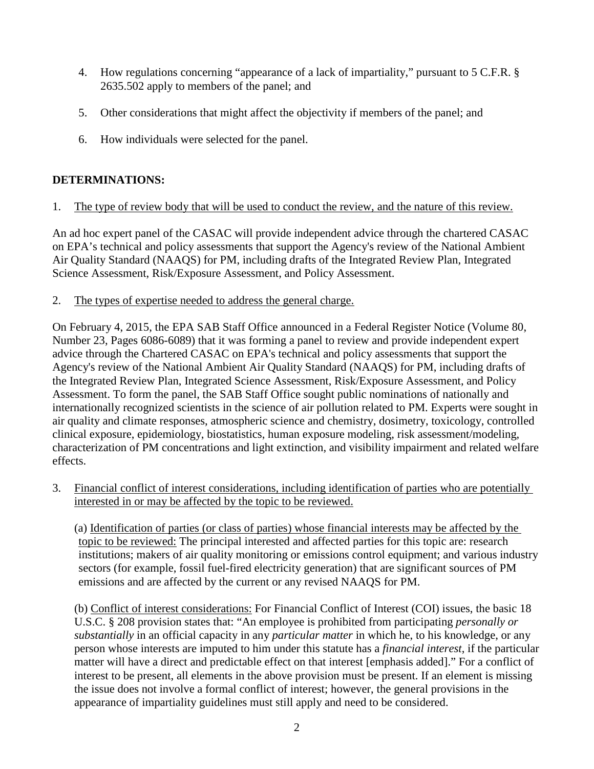4. How regulations concerning "appearance of a lack of impartiality," pursuant to 5 C.F.R. § 2635.502 apply to members of the panel; and

5. Other considerations that might affect the objectivity if members of the panel; and

6. How individuals were selected for the panel.

**DETERMINATIONS:**

1. The type of review body that will be used to conduct the review, and the nature of this review.

An ad hoc expert panel of the CASAC will provide independent advice through the chartered CASAC on EPA's technical and policy assessments that support the Agency's review of the National Ambient Air Quality Standard (NAAQS) for PM, including drafts of the Integrated Review Plan, Integrated Science Assessment, Risk/Exposure Assessment, and Policy Assessment.

2. The types of expertise needed to address the general charge.

On February 4, 2015, the EPA SAB Staff Office announced in a Federal Register Notice (Volume 80, Number 23, Pages 6086-6089) that it was forming a panel to review and provide independent expert advice through the Chartered CASAC on EPA's technical and policy assessments that support the Agency's review of the National Ambient Air Quality Standard (NAAQS) for PM, including drafts of the Integrated Review Plan, Integrated Science Assessment, Risk/Exposure Assessment, and Policy Assessment. To form the panel, the SAB Staff Office sought public nominations of nationally and internationally recognized scientists in the science of air pollution related to PM. Experts were sought in air quality and climate responses, atmospheric science and chemistry, dosimetry, toxicology, controlled clinical exposure, epidemiology, biostatistics, human exposure modeling, risk assessment/modeling, characterization of PM concentrations and light extinction, and visibility impairment and related welfare effects.

3. Financial conflict of interest considerations, including identification of parties who are potentially interested in or may be affected by the topic to be reviewed.

(a) Identification of parties (or class of parties) whose financial interests may be affected by the topic to be reviewed: The principal interested and affected parties for this topic are: research institutions; makers of air quality monitoring or emissions control equipment; and various industry sectors (for example, fossil fuel-fired electricity generation) that are significant sources of PM emissions and are affected by the current or any revised NAAQS for PM.

(b) Conflict of interest considerations: For Financial Conflict of Interest (COI) issues, the basic 18 U.S.C. § 208 provision states that: "An employee is prohibited from participating *personally or substantially* in an official capacity in any *particular matter* in which he, to his knowledge, or any person whose interests are imputed to him under this statute has a *financial interest*, if the particular matter will have a direct and predictable effect on that interest [emphasis added]." For a conflict of interest to be present, all elements in the above provision must be present. If an element is missing the issue does not involve a formal conflict of interest; however, the general provisions in the appearance of impartiality guidelines must still apply and need to be considered.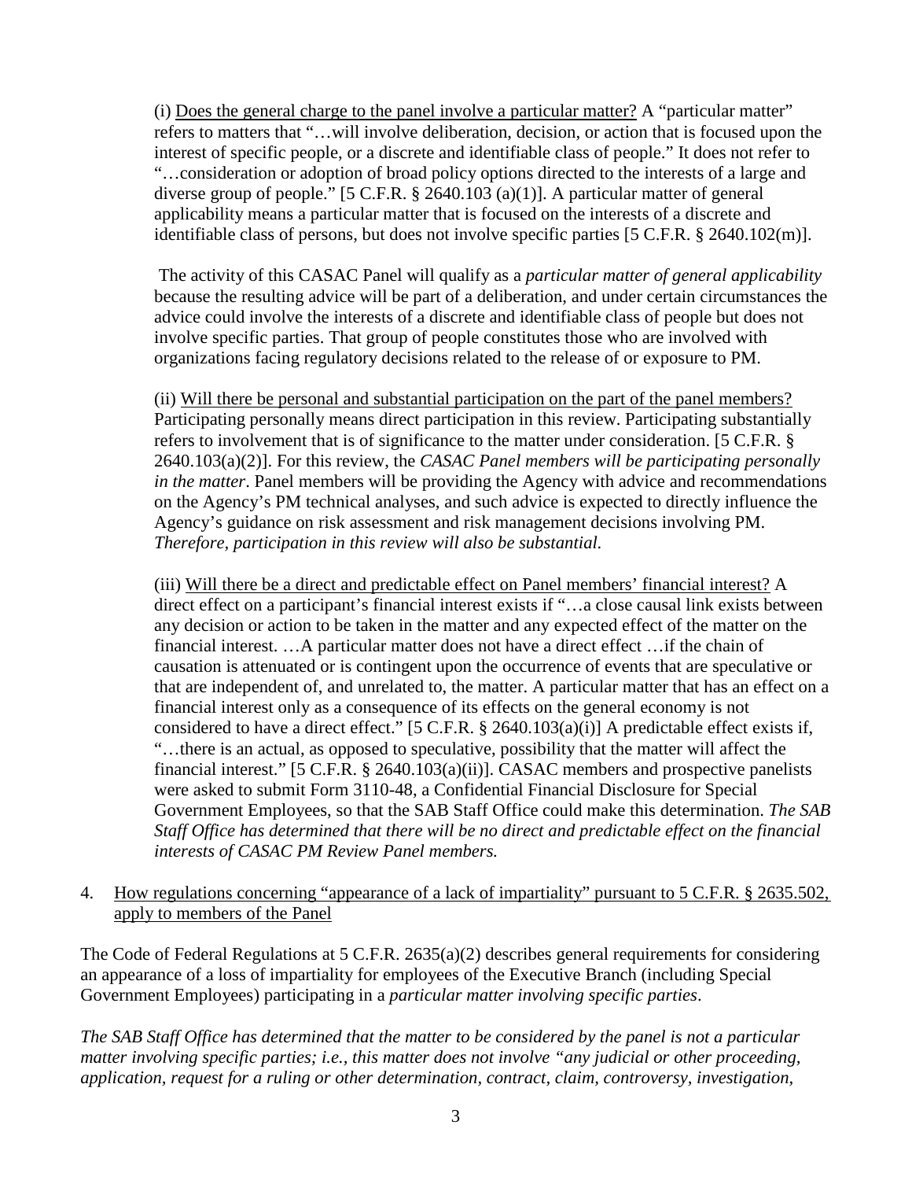(i) Does the general charge to the panel involve a particular matter? A "particular matter" refers to matters that "…will involve deliberation, decision, or action that is focused upon the interest of specific people, or a discrete and identifiable class of people." It does not refer to "…consideration or adoption of broad policy options directed to the interests of a large and diverse group of people." [5 C.F.R. § 2640.103 (a)(1)]. A particular matter of general applicability means a particular matter that is focused on the interests of a discrete and identifiable class of persons, but does not involve specific parties [5 C.F.R. § 2640.102(m)].

The activity of this CASAC Panel will qualify as a *particular matter of general applicability* because the resulting advice will be part of a deliberation, and under certain circumstances the advice could involve the interests of a discrete and identifiable class of people but does not involve specific parties. That group of people constitutes those who are involved with organizations facing regulatory decisions related to the release of or exposure to PM.

(ii) Will there be personal and substantial participation on the part of the panel members? Participating personally means direct participation in this review. Participating substantially refers to involvement that is of significance to the matter under consideration. [5 C.F.R. § 2640.103(a)(2)]. For this review, the *CASAC Panel members will be participating personally in the matter*. Panel members will be providing the Agency with advice and recommendations on the Agency's PM technical analyses, and such advice is expected to directly influence the Agency's guidance on risk assessment and risk management decisions involving PM. *Therefore, participation in this review will also be substantial.*

(iii) Will there be a direct and predictable effect on Panel members' financial interest? A direct effect on a participant's financial interest exists if "…a close causal link exists between any decision or action to be taken in the matter and any expected effect of the matter on the financial interest. …A particular matter does not have a direct effect …if the chain of causation is attenuated or is contingent upon the occurrence of events that are speculative or that are independent of, and unrelated to, the matter. A particular matter that has an effect on a financial interest only as a consequence of its effects on the general economy is not considered to have a direct effect." [5 C.F.R. § 2640.103(a)(i)] A predictable effect exists if, "…there is an actual, as opposed to speculative, possibility that the matter will affect the financial interest." [5 C.F.R. § 2640.103(a)(ii)]. CASAC members and prospective panelists were asked to submit Form 3110-48, a Confidential Financial Disclosure for Special Government Employees, so that the SAB Staff Office could make this determination. *The SAB Staff Office has determined that there will be no direct and predictable effect on the financial interests of CASAC PM Review Panel members.*

4. How regulations concerning "appearance of a lack of impartiality" pursuant to 5 C.F.R. § 2635.502, apply to members of the Panel

The Code of Federal Regulations at 5 C.F.R. 2635(a)(2) describes general requirements for considering an appearance of a loss of impartiality for employees of the Executive Branch (including Special Government Employees) participating in a *particular matter involving specific parties*.

*The SAB Staff Office has determined that the matter to be considered by the panel is not a particular matter involving specific parties; i.e., this matter does not involve "any judicial or other proceeding, application, request for a ruling or other determination, contract, claim, controversy, investigation,*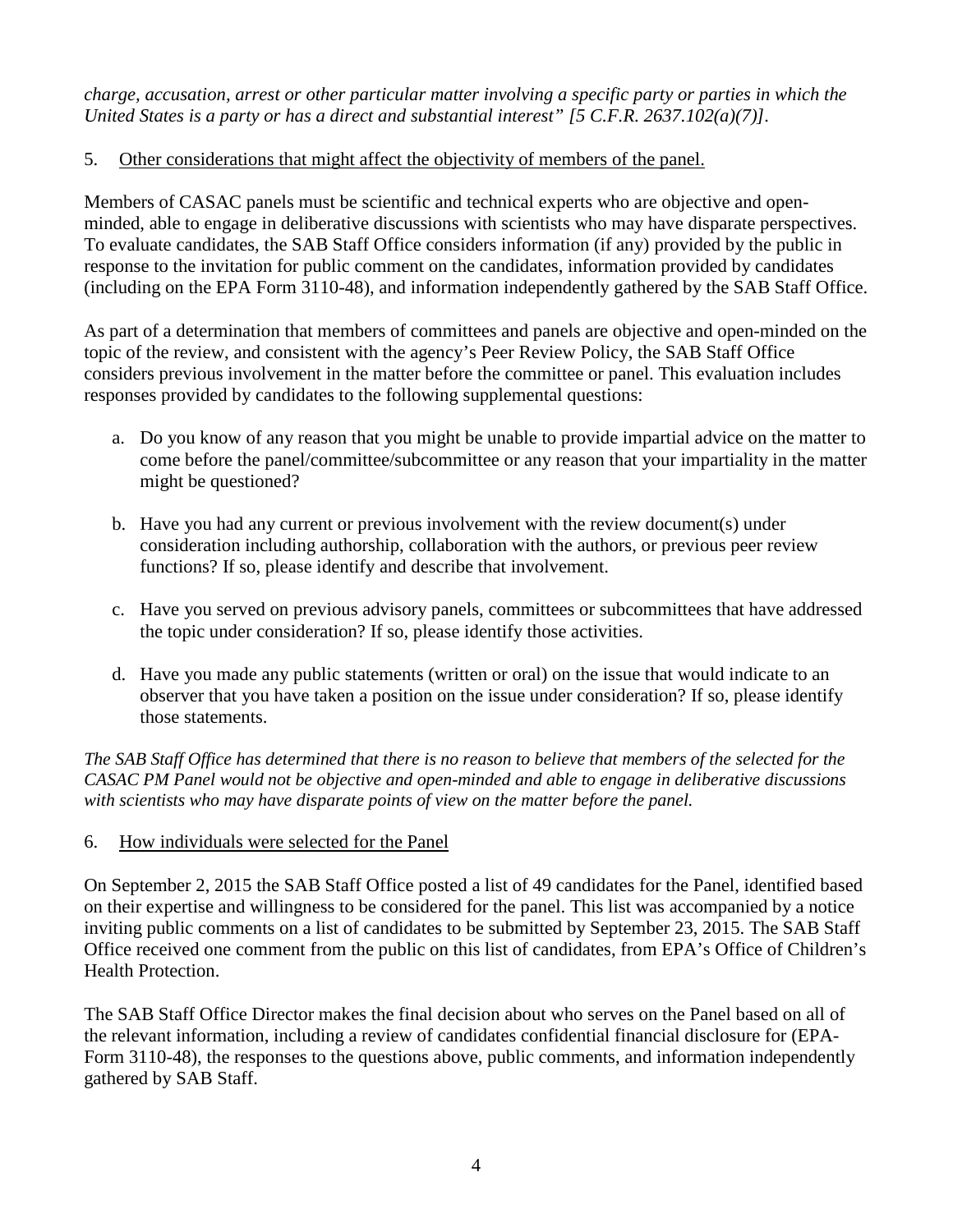*charge, accusation, arrest or other particular matter involving a specific party or parties in which the United States is a party or has a direct and substantial interest" [5 C.F.R. 2637.102(a)(7)].*

5. Other considerations that might affect the objectivity of members of the panel.

Members of CASAC panels must be scientific and technical experts who are objective and open-minded, able to engage in deliberative discussions with scientists who may have disparate perspectives. To evaluate candidates, the SAB Staff Office considers information (if any) provided by the public in response to the invitation for public comment on the candidates, information provided by candidates (including on the EPA Form 3110-48), and information independently gathered by the SAB Staff Office.

As part of a determination that members of committees and panels are objective and open-minded on the topic of the review, and consistent with the agency's Peer Review Policy, the SAB Staff Office considers previous involvement in the matter before the committee or panel. This evaluation includes responses provided by candidates to the following supplemental questions:

a. Do you know of any reason that you might be unable to provide impartial advice on the matter to come before the panel/committee/subcommittee or any reason that your impartiality in the matter might be questioned?

b. Have you had any current or previous involvement with the review document(s) under consideration including authorship, collaboration with the authors, or previous peer review functions? If so, please identify and describe that involvement.

c. Have you served on previous advisory panels, committees or subcommittees that have addressed the topic under consideration? If so, please identify those activities.

d. Have you made any public statements (written or oral) on the issue that would indicate to an observer that you have taken a position on the issue under consideration? If so, please identify those statements.

*The SAB Staff Office has determined that there is no reason to believe that members of the selected for the CASAC PM Panel would not be objective and open-minded and able to engage in deliberative discussions with scientists who may have disparate points of view on the matter before the panel.*

6. How individuals were selected for the Panel

On September 2, 2015 the SAB Staff Office posted a list of 49 candidates for the Panel, identified based on their expertise and willingness to be considered for the panel. This list was accompanied by a notice inviting public comments on a list of candidates to be submitted by September 23, 2015. The SAB Staff Office received one comment from the public on this list of candidates, from EPA's Office of Children's Health Protection.

The SAB Staff Office Director makes the final decision about who serves on the Panel based on all of the relevant information, including a review of candidates confidential financial disclosure for (EPA-Form 3110-48), the responses to the questions above, public comments, and information independently gathered by SAB Staff.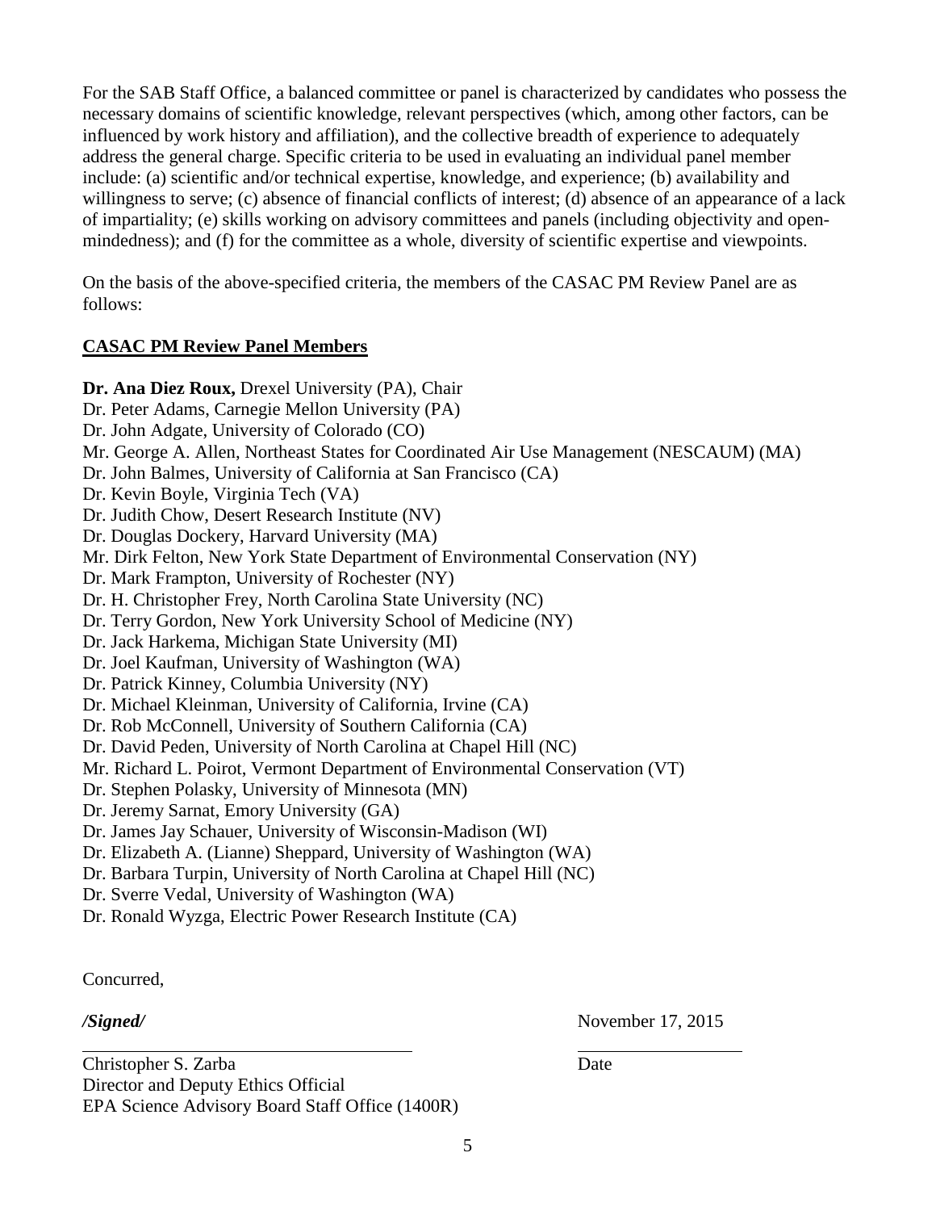For the SAB Staff Office, a balanced committee or panel is characterized by candidates who possess the necessary domains of scientific knowledge, relevant perspectives (which, among other factors, can be influenced by work history and affiliation), and the collective breadth of experience to adequately address the general charge. Specific criteria to be used in evaluating an individual panel member include: (a) scientific and/or technical expertise, knowledge, and experience; (b) availability and willingness to serve; (c) absence of financial conflicts of interest; (d) absence of an appearance of a lack of impartiality; (e) skills working on advisory committees and panels (including objectivity and open-mindedness); and (f) for the committee as a whole, diversity of scientific expertise and viewpoints.

On the basis of the above-specified criteria, the members of the CASAC PM Review Panel are as follows:

**CASAC PM Review Panel Members**

**Dr. Ana Diez Roux,** Drexel University (PA), Chair
Dr. Peter Adams, Carnegie Mellon University (PA)
Dr. John Adgate, University of Colorado (CO)
Mr. George A. Allen, Northeast States for Coordinated Air Use Management (NESCAUM) (MA)
Dr. John Balmes, University of California at San Francisco (CA)
Dr. Kevin Boyle, Virginia Tech (VA)
Dr. Judith Chow, Desert Research Institute (NV)
Dr. Douglas Dockery, Harvard University (MA)
Mr. Dirk Felton, New York State Department of Environmental Conservation (NY)
Dr. Mark Frampton, University of Rochester (NY)
Dr. H. Christopher Frey, North Carolina State University (NC)
Dr. Terry Gordon, New York University School of Medicine (NY)
Dr. Jack Harkema, Michigan State University (MI)
Dr. Joel Kaufman, University of Washington (WA)
Dr. Patrick Kinney, Columbia University (NY)
Dr. Michael Kleinman, University of California, Irvine (CA)
Dr. Rob McConnell, University of Southern California (CA)
Dr. David Peden, University of North Carolina at Chapel Hill (NC)
Mr. Richard L. Poirot, Vermont Department of Environmental Conservation (VT)
Dr. Stephen Polasky, University of Minnesota (MN)
Dr. Jeremy Sarnat, Emory University (GA)
Dr. James Jay Schauer, University of Wisconsin-Madison (WI)
Dr. Elizabeth A. (Lianne) Sheppard, University of Washington (WA)
Dr. Barbara Turpin, University of North Carolina at Chapel Hill (NC)
Dr. Sverre Vedal, University of Washington (WA)
Dr. Ronald Wyzga, Electric Power Research Institute (CA)

Concurred,

***/Signed/*** November 17, 2015

Christopher S. Zarba Date
Director and Deputy Ethics Official
EPA Science Advisory Board Staff Office (1400R)